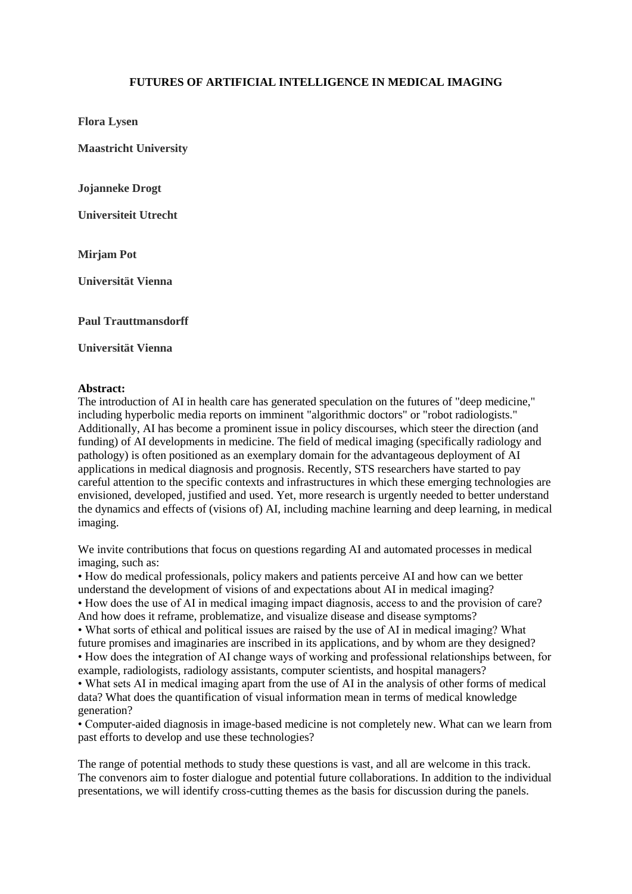# FUTURES OF ARTIFICIAL INTELLIGENCE IN MEDICAL IMAGING

**Flora Lysen**

**Maastricht University**

**Jojanneke Drogt**

**Universiteit Utrecht**

**Mirjam Pot**

**Universität Vienna**

**Paul Trauttmansdorff**

**Universität Vienna**

**Abstract:**
The introduction of AI in health care has generated speculation on the futures of "deep medicine," including hyperbolic media reports on imminent "algorithmic doctors" or "robot radiologists." Additionally, AI has become a prominent issue in policy discourses, which steer the direction (and funding) of AI developments in medicine. The field of medical imaging (specifically radiology and pathology) is often positioned as an exemplary domain for the advantageous deployment of AI applications in medical diagnosis and prognosis. Recently, STS researchers have started to pay careful attention to the specific contexts and infrastructures in which these emerging technologies are envisioned, developed, justified and used. Yet, more research is urgently needed to better understand the dynamics and effects of (visions of) AI, including machine learning and deep learning, in medical imaging.

We invite contributions that focus on questions regarding AI and automated processes in medical imaging, such as:

- How do medical professionals, policy makers and patients perceive AI and how can we better understand the development of visions of and expectations about AI in medical imaging?
- How does the use of AI in medical imaging impact diagnosis, access to and the provision of care? And how does it reframe, problematize, and visualize disease and disease symptoms?
- What sorts of ethical and political issues are raised by the use of AI in medical imaging? What future promises and imaginaries are inscribed in its applications, and by whom are they designed?
- How does the integration of AI change ways of working and professional relationships between, for example, radiologists, radiology assistants, computer scientists, and hospital managers?
- What sets AI in medical imaging apart from the use of AI in the analysis of other forms of medical data? What does the quantification of visual information mean in terms of medical knowledge generation?
- Computer-aided diagnosis in image-based medicine is not completely new. What can we learn from past efforts to develop and use these technologies?

The range of potential methods to study these questions is vast, and all are welcome in this track. The convenors aim to foster dialogue and potential future collaborations. In addition to the individual presentations, we will identify cross-cutting themes as the basis for discussion during the panels.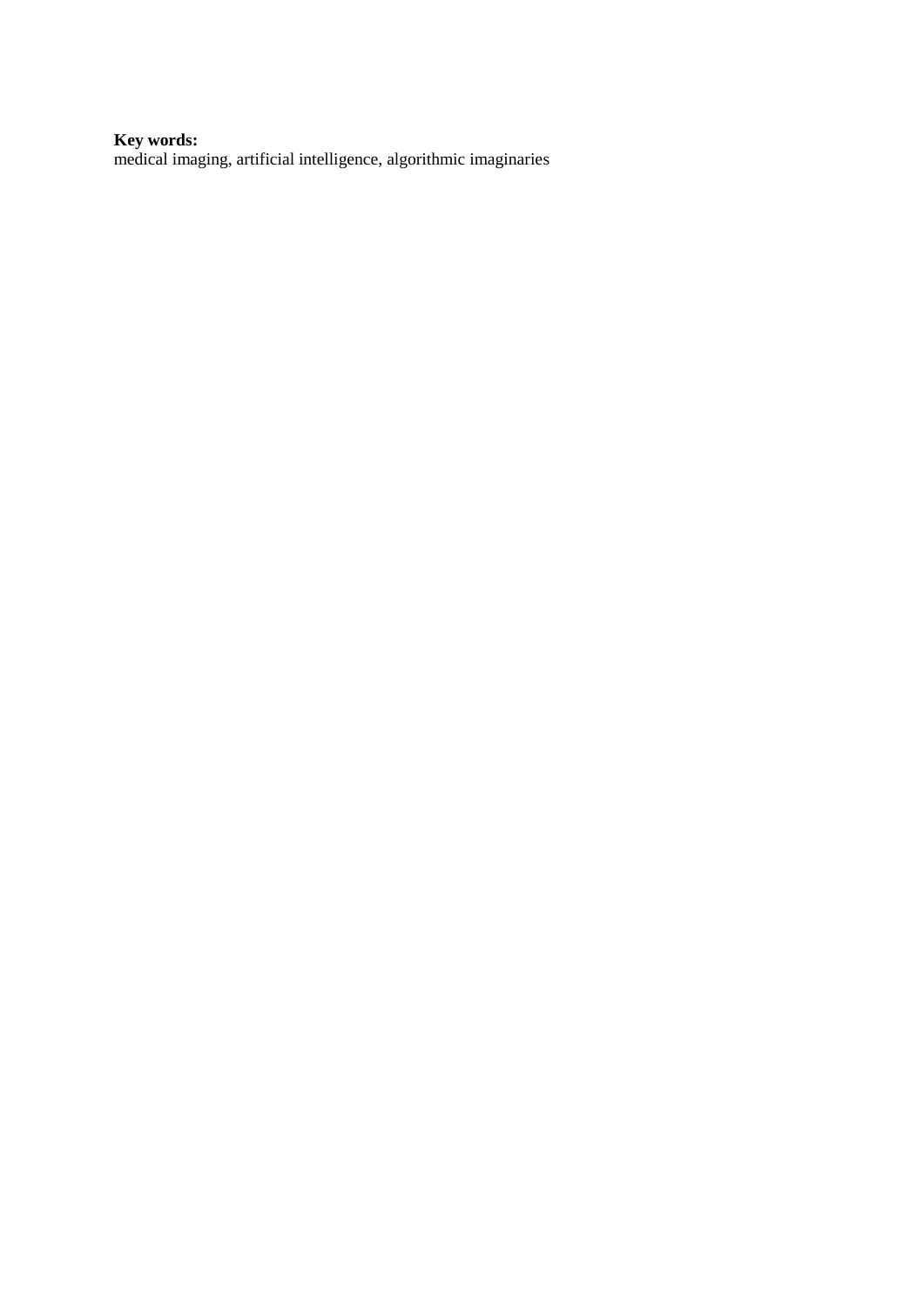**Key words:**
medical imaging, artificial intelligence, algorithmic imaginaries